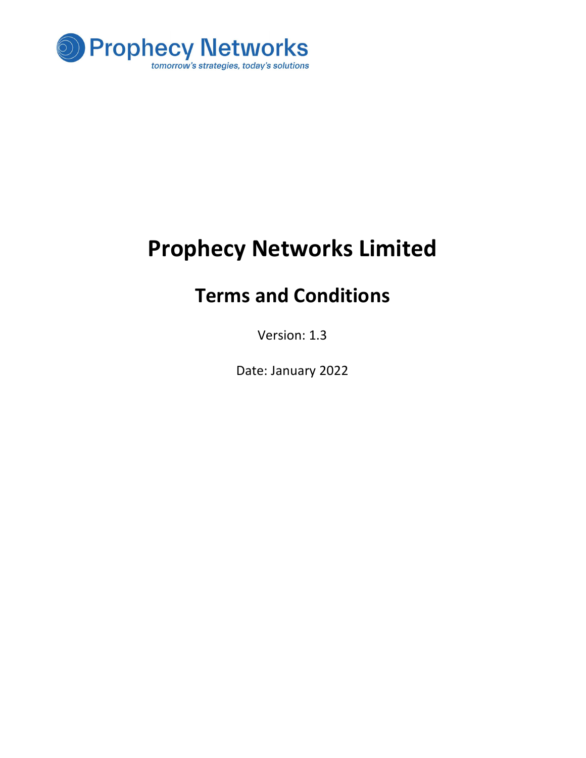Prophecy Networks

tomorrow's strategies, today's solutions

# Prophecy Networks Limited

## Terms and Conditions

Version: 1.3

Date: January 2022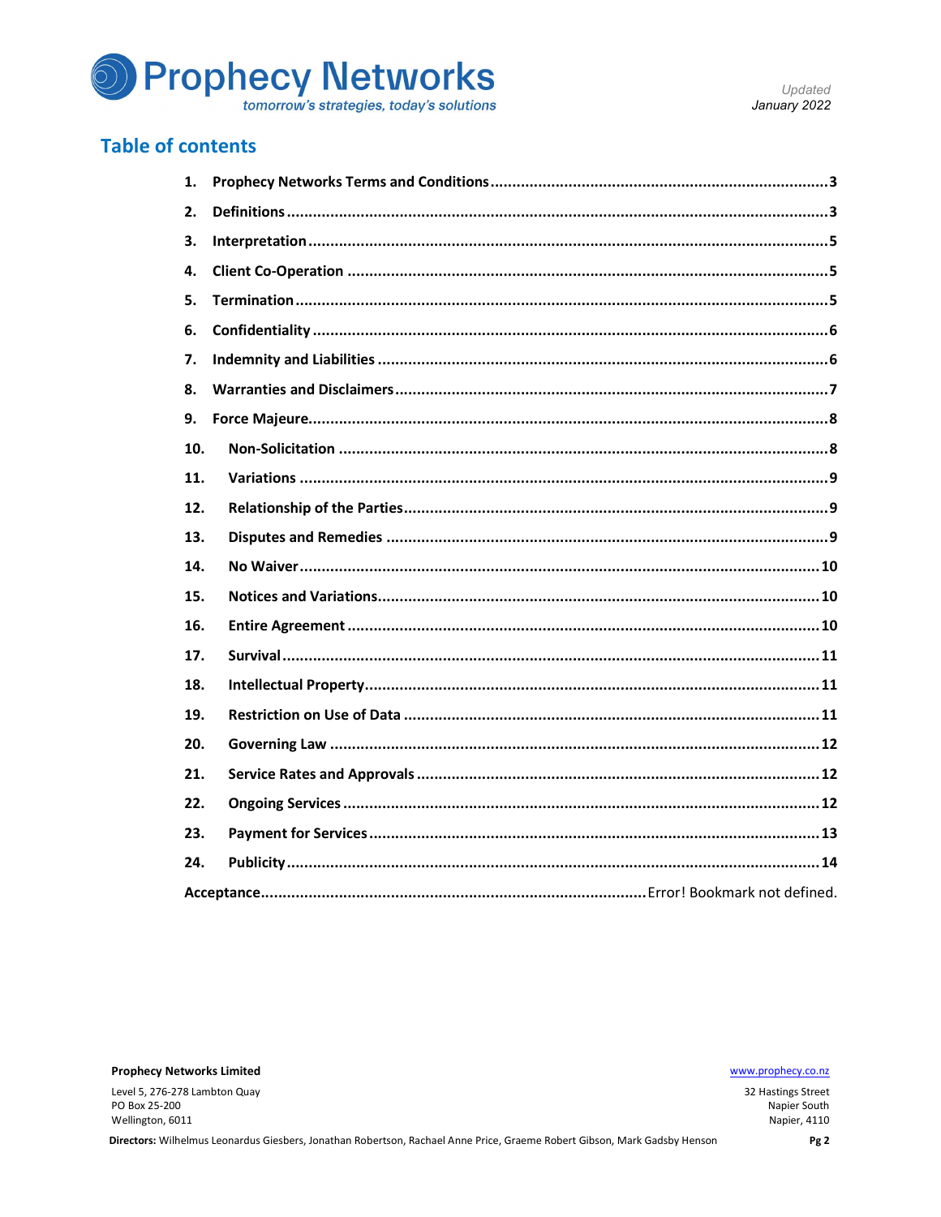## Table of contents

| | | |
|---|---|---|
| 1. | **Prophecy Networks Terms and Conditions** | 3 |
| 2. | **Definitions** | 3 |
| 3. | **Interpretation** | 5 |
| 4. | **Client Co-Operation** | 5 |
| 5. | **Termination** | 5 |
| 6. | **Confidentiality** | 6 |
| 7. | **Indemnity and Liabilities** | 6 |
| 8. | **Warranties and Disclaimers** | 7 |
| 9. | **Force Majeure** | 8 |
| 10. | **Non-Solicitation** | 8 |
| 11. | **Variations** | 9 |
| 12. | **Relationship of the Parties** | 9 |
| 13. | **Disputes and Remedies** | 9 |
| 14. | **No Waiver** | 10 |
| 15. | **Notices and Variations** | 10 |
| 16. | **Entire Agreement** | 10 |
| 17. | **Survival** | 11 |
| 18. | **Intellectual Property** | 11 |
| 19. | **Restriction on Use of Data** | 11 |
| 20. | **Governing Law** | 12 |
| 21. | **Service Rates and Approvals** | 12 |
| 22. | **Ongoing Services** | 12 |
| 23. | **Payment for Services** | 13 |
| 24. | **Publicity** | 14 |
| | **Acceptance** | Error! Bookmark not defined. |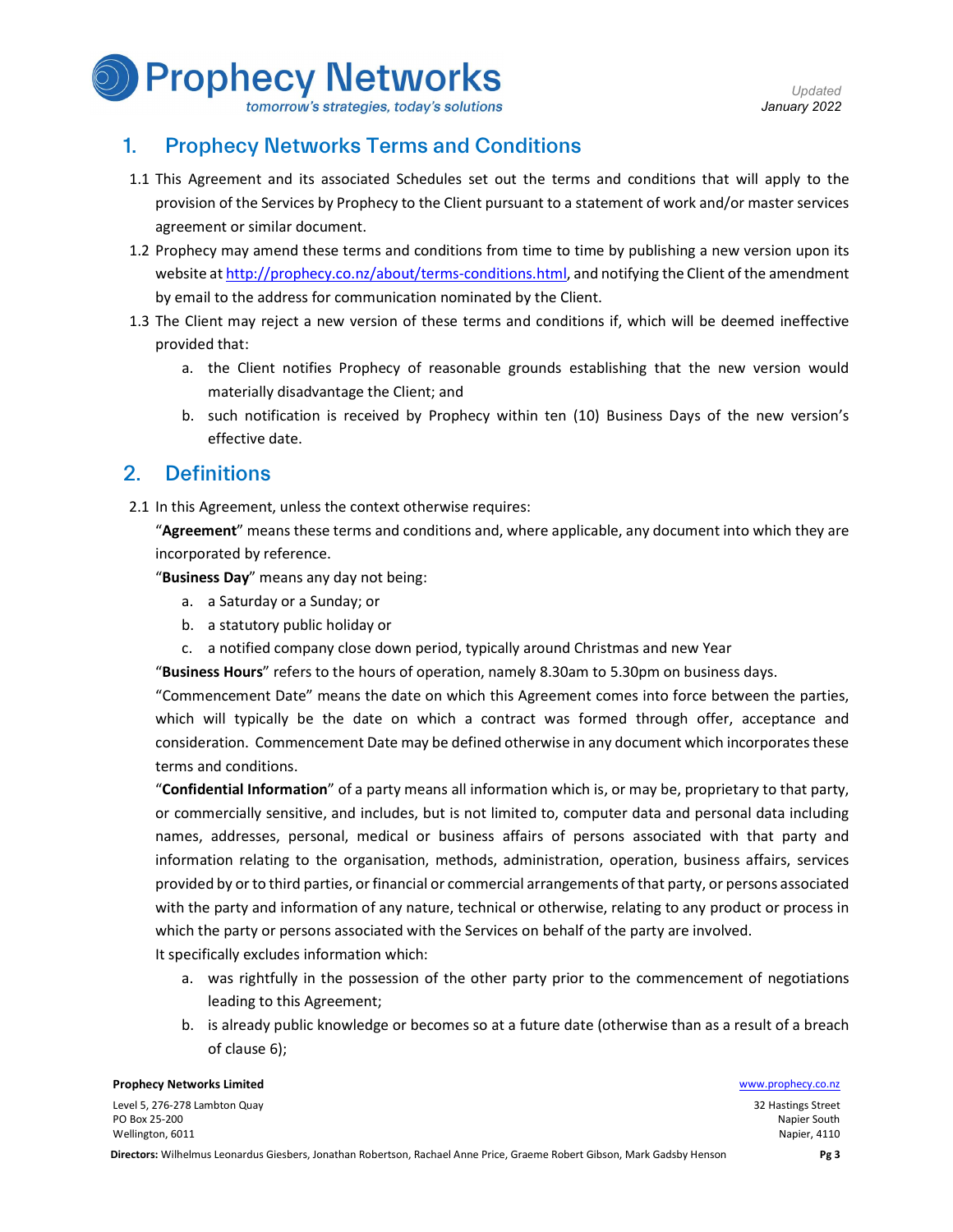## 1. Prophecy Networks Terms and Conditions

1.1 This Agreement and its associated Schedules set out the terms and conditions that will apply to the provision of the Services by Prophecy to the Client pursuant to a statement of work and/or master services agreement or similar document.

1.2 Prophecy may amend these terms and conditions from time to time by publishing a new version upon its website at http://prophecy.co.nz/about/terms-conditions.html, and notifying the Client of the amendment by email to the address for communication nominated by the Client.

1.3 The Client may reject a new version of these terms and conditions if, which will be deemed ineffective provided that:

   a. the Client notifies Prophecy of reasonable grounds establishing that the new version would materially disadvantage the Client; and
   b. such notification is received by Prophecy within ten (10) Business Days of the new version's effective date.

## 2. Definitions

2.1 In this Agreement, unless the context otherwise requires:

"**Agreement**" means these terms and conditions and, where applicable, any document into which they are incorporated by reference.

"**Business Day**" means any day not being:

   a. a Saturday or a Sunday; or
   b. a statutory public holiday or
   c. a notified company close down period, typically around Christmas and new Year

"**Business Hours**" refers to the hours of operation, namely 8.30am to 5.30pm on business days.

"Commencement Date" means the date on which this Agreement comes into force between the parties, which will typically be the date on which a contract was formed through offer, acceptance and consideration. Commencement Date may be defined otherwise in any document which incorporates these terms and conditions.

"**Confidential Information**" of a party means all information which is, or may be, proprietary to that party, or commercially sensitive, and includes, but is not limited to, computer data and personal data including names, addresses, personal, medical or business affairs of persons associated with that party and information relating to the organisation, methods, administration, operation, business affairs, services provided by or to third parties, or financial or commercial arrangements of that party, or persons associated with the party and information of any nature, technical or otherwise, relating to any product or process in which the party or persons associated with the Services on behalf of the party are involved.

It specifically excludes information which:

   a. was rightfully in the possession of the other party prior to the commencement of negotiations leading to this Agreement;
   b. is already public knowledge or becomes so at a future date (otherwise than as a result of a breach of clause 6);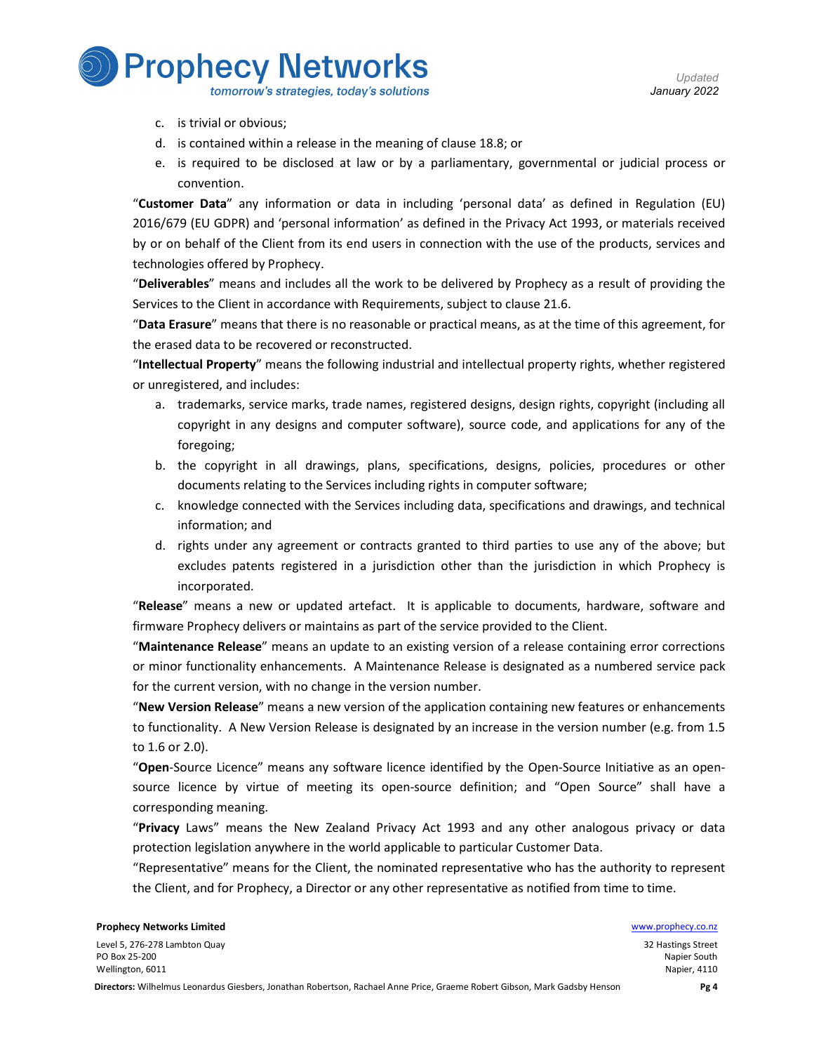c. is trivial or obvious;
d. is contained within a release in the meaning of clause 18.8; or
e. is required to be disclosed at law or by a parliamentary, governmental or judicial process or convention.

"**Customer Data**" any information or data in including 'personal data' as defined in Regulation (EU) 2016/679 (EU GDPR) and 'personal information' as defined in the Privacy Act 1993, or materials received by or on behalf of the Client from its end users in connection with the use of the products, services and technologies offered by Prophecy.

"**Deliverables**" means and includes all the work to be delivered by Prophecy as a result of providing the Services to the Client in accordance with Requirements, subject to clause 21.6.

"**Data Erasure**" means that there is no reasonable or practical means, as at the time of this agreement, for the erased data to be recovered or reconstructed.

"**Intellectual Property**" means the following industrial and intellectual property rights, whether registered or unregistered, and includes:

a. trademarks, service marks, trade names, registered designs, design rights, copyright (including all copyright in any designs and computer software), source code, and applications for any of the foregoing;
b. the copyright in all drawings, plans, specifications, designs, policies, procedures or other documents relating to the Services including rights in computer software;
c. knowledge connected with the Services including data, specifications and drawings, and technical information; and
d. rights under any agreement or contracts granted to third parties to use any of the above; but excludes patents registered in a jurisdiction other than the jurisdiction in which Prophecy is incorporated.

"**Release**" means a new or updated artefact. It is applicable to documents, hardware, software and firmware Prophecy delivers or maintains as part of the service provided to the Client.

"**Maintenance Release**" means an update to an existing version of a release containing error corrections or minor functionality enhancements. A Maintenance Release is designated as a numbered service pack for the current version, with no change in the version number.

"**New Version Release**" means a new version of the application containing new features or enhancements to functionality. A New Version Release is designated by an increase in the version number (e.g. from 1.5 to 1.6 or 2.0).

"**Open**-Source Licence" means any software licence identified by the Open-Source Initiative as an open-source licence by virtue of meeting its open-source definition; and "Open Source" shall have a corresponding meaning.

"**Privacy** Laws" means the New Zealand Privacy Act 1993 and any other analogous privacy or data protection legislation anywhere in the world applicable to particular Customer Data.

"Representative" means for the Client, the nominated representative who has the authority to represent the Client, and for Prophecy, a Director or any other representative as notified from time to time.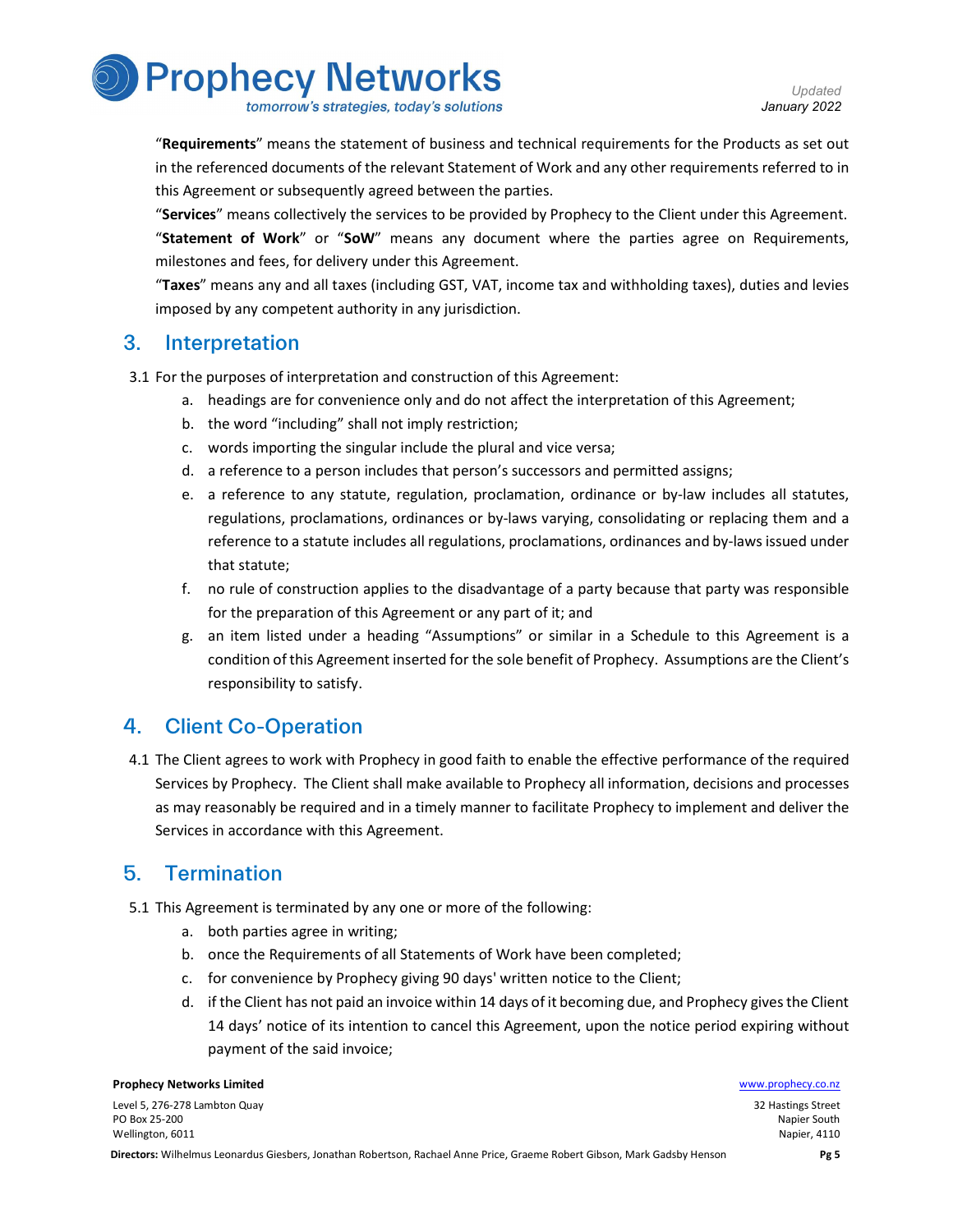"**Requirements**" means the statement of business and technical requirements for the Products as set out in the referenced documents of the relevant Statement of Work and any other requirements referred to in this Agreement or subsequently agreed between the parties.

"**Services**" means collectively the services to be provided by Prophecy to the Client under this Agreement.

"**Statement of Work**" or "**SoW**" means any document where the parties agree on Requirements, milestones and fees, for delivery under this Agreement.

"**Taxes**" means any and all taxes (including GST, VAT, income tax and withholding taxes), duties and levies imposed by any competent authority in any jurisdiction.

## 3. Interpretation

3.1 For the purposes of interpretation and construction of this Agreement:

a. headings are for convenience only and do not affect the interpretation of this Agreement;

b. the word "including" shall not imply restriction;

c. words importing the singular include the plural and vice versa;

d. a reference to a person includes that person's successors and permitted assigns;

e. a reference to any statute, regulation, proclamation, ordinance or by-law includes all statutes, regulations, proclamations, ordinances or by-laws varying, consolidating or replacing them and a reference to a statute includes all regulations, proclamations, ordinances and by-laws issued under that statute;

f. no rule of construction applies to the disadvantage of a party because that party was responsible for the preparation of this Agreement or any part of it; and

g. an item listed under a heading "Assumptions" or similar in a Schedule to this Agreement is a condition of this Agreement inserted for the sole benefit of Prophecy. Assumptions are the Client's responsibility to satisfy.

## 4. Client Co-Operation

4.1 The Client agrees to work with Prophecy in good faith to enable the effective performance of the required Services by Prophecy. The Client shall make available to Prophecy all information, decisions and processes as may reasonably be required and in a timely manner to facilitate Prophecy to implement and deliver the Services in accordance with this Agreement.

## 5. Termination

5.1 This Agreement is terminated by any one or more of the following:

a. both parties agree in writing;

b. once the Requirements of all Statements of Work have been completed;

c. for convenience by Prophecy giving 90 days' written notice to the Client;

d. if the Client has not paid an invoice within 14 days of it becoming due, and Prophecy gives the Client 14 days' notice of its intention to cancel this Agreement, upon the notice period expiring without payment of the said invoice;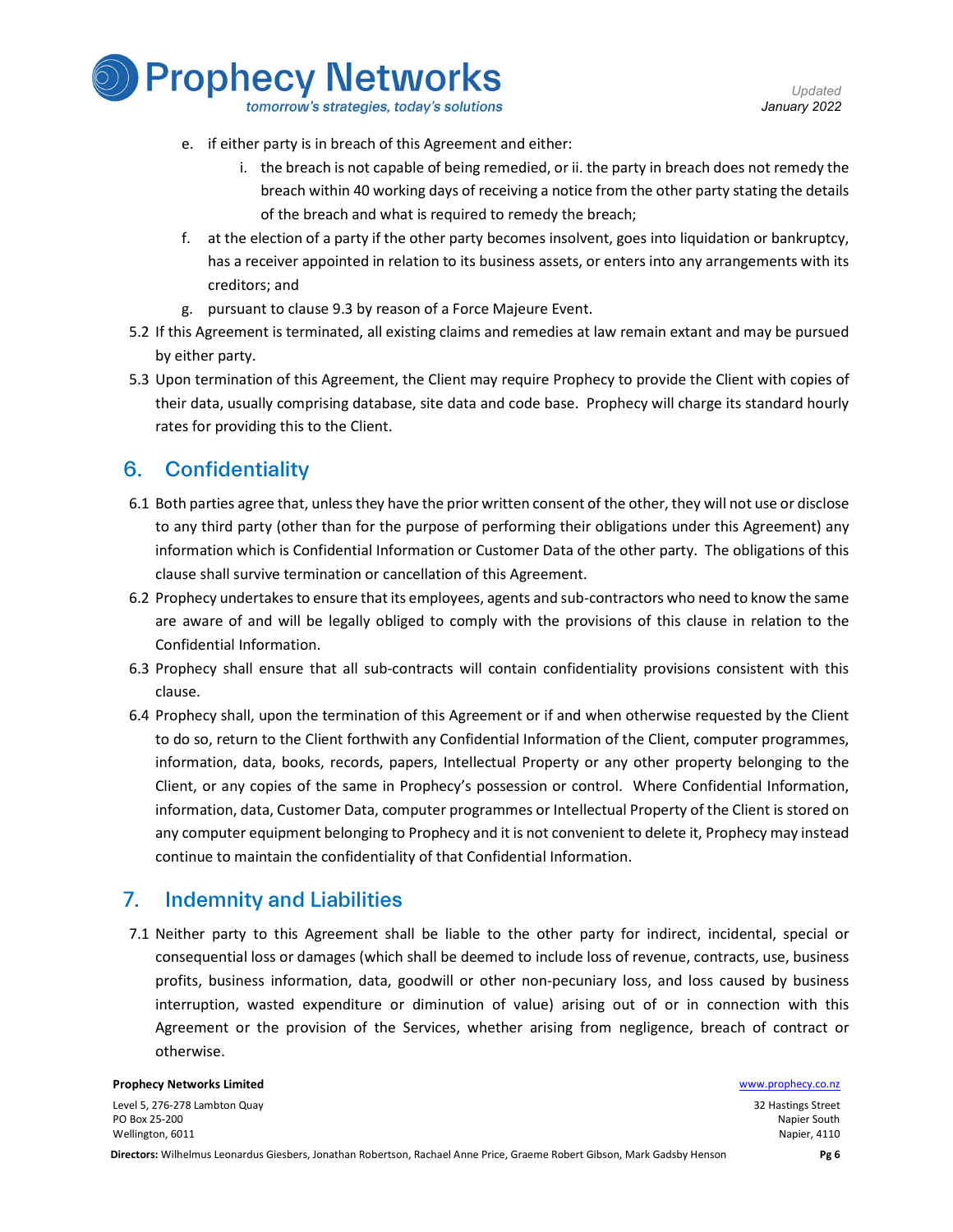e. if either party is in breach of this Agreement and either:
      i. the breach is not capable of being remedied, or ii. the party in breach does not remedy the breach within 40 working days of receiving a notice from the other party stating the details of the breach and what is required to remedy the breach;
   f. at the election of a party if the other party becomes insolvent, goes into liquidation or bankruptcy, has a receiver appointed in relation to its business assets, or enters into any arrangements with its creditors; and
   g. pursuant to clause 9.3 by reason of a Force Majeure Event.

5.2 If this Agreement is terminated, all existing claims and remedies at law remain extant and may be pursued by either party.

5.3 Upon termination of this Agreement, the Client may require Prophecy to provide the Client with copies of their data, usually comprising database, site data and code base. Prophecy will charge its standard hourly rates for providing this to the Client.

## 6. Confidentiality

6.1 Both parties agree that, unless they have the prior written consent of the other, they will not use or disclose to any third party (other than for the purpose of performing their obligations under this Agreement) any information which is Confidential Information or Customer Data of the other party. The obligations of this clause shall survive termination or cancellation of this Agreement.

6.2 Prophecy undertakes to ensure that its employees, agents and sub-contractors who need to know the same are aware of and will be legally obliged to comply with the provisions of this clause in relation to the Confidential Information.

6.3 Prophecy shall ensure that all sub-contracts will contain confidentiality provisions consistent with this clause.

6.4 Prophecy shall, upon the termination of this Agreement or if and when otherwise requested by the Client to do so, return to the Client forthwith any Confidential Information of the Client, computer programmes, information, data, books, records, papers, Intellectual Property or any other property belonging to the Client, or any copies of the same in Prophecy's possession or control. Where Confidential Information, information, data, Customer Data, computer programmes or Intellectual Property of the Client is stored on any computer equipment belonging to Prophecy and it is not convenient to delete it, Prophecy may instead continue to maintain the confidentiality of that Confidential Information.

## 7. Indemnity and Liabilities

7.1 Neither party to this Agreement shall be liable to the other party for indirect, incidental, special or consequential loss or damages (which shall be deemed to include loss of revenue, contracts, use, business profits, business information, data, goodwill or other non-pecuniary loss, and loss caused by business interruption, wasted expenditure or diminution of value) arising out of or in connection with this Agreement or the provision of the Services, whether arising from negligence, breach of contract or otherwise.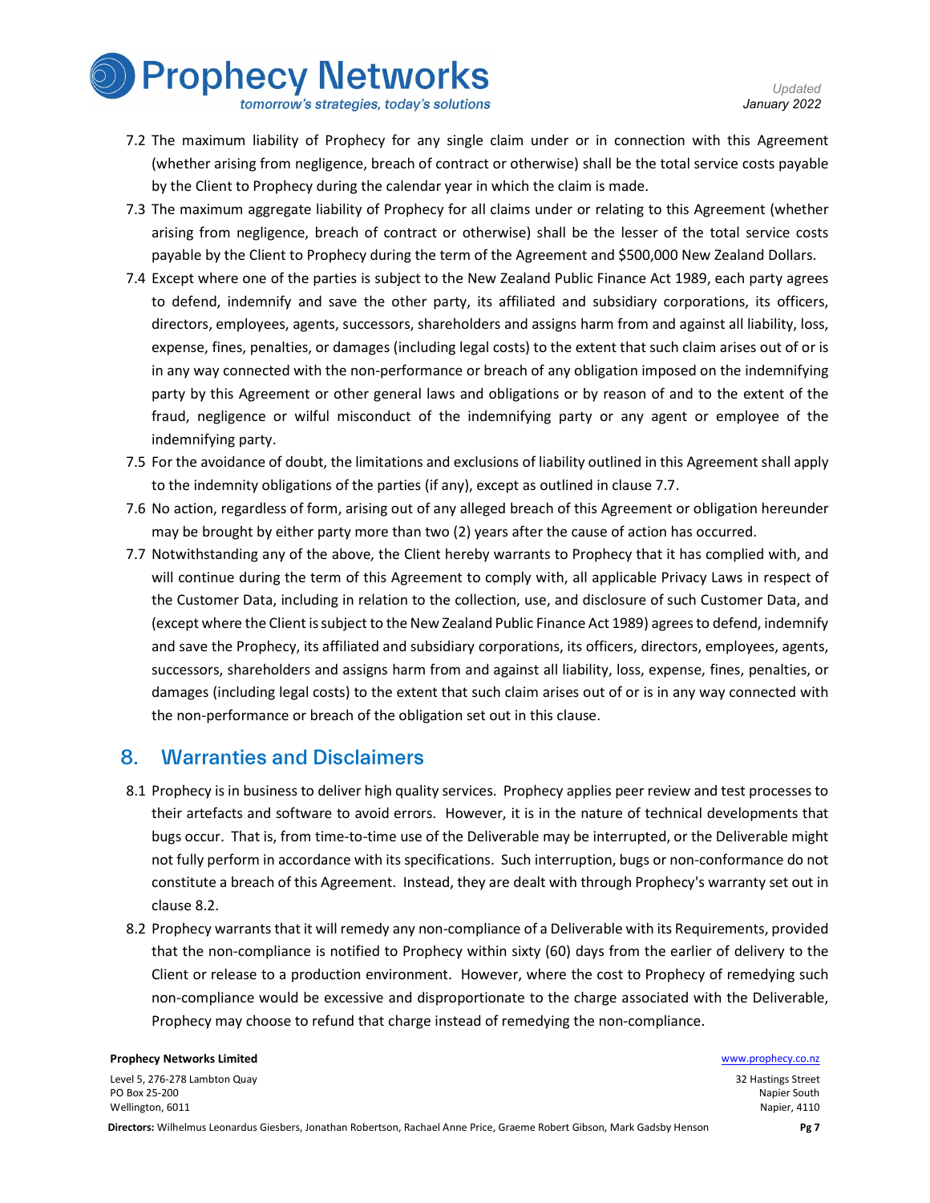7.2 The maximum liability of Prophecy for any single claim under or in connection with this Agreement (whether arising from negligence, breach of contract or otherwise) shall be the total service costs payable by the Client to Prophecy during the calendar year in which the claim is made.

7.3 The maximum aggregate liability of Prophecy for all claims under or relating to this Agreement (whether arising from negligence, breach of contract or otherwise) shall be the lesser of the total service costs payable by the Client to Prophecy during the term of the Agreement and $500,000 New Zealand Dollars.

7.4 Except where one of the parties is subject to the New Zealand Public Finance Act 1989, each party agrees to defend, indemnify and save the other party, its affiliated and subsidiary corporations, its officers, directors, employees, agents, successors, shareholders and assigns harm from and against all liability, loss, expense, fines, penalties, or damages (including legal costs) to the extent that such claim arises out of or is in any way connected with the non-performance or breach of any obligation imposed on the indemnifying party by this Agreement or other general laws and obligations or by reason of and to the extent of the fraud, negligence or wilful misconduct of the indemnifying party or any agent or employee of the indemnifying party.

7.5 For the avoidance of doubt, the limitations and exclusions of liability outlined in this Agreement shall apply to the indemnity obligations of the parties (if any), except as outlined in clause 7.7.

7.6 No action, regardless of form, arising out of any alleged breach of this Agreement or obligation hereunder may be brought by either party more than two (2) years after the cause of action has occurred.

7.7 Notwithstanding any of the above, the Client hereby warrants to Prophecy that it has complied with, and will continue during the term of this Agreement to comply with, all applicable Privacy Laws in respect of the Customer Data, including in relation to the collection, use, and disclosure of such Customer Data, and (except where the Client is subject to the New Zealand Public Finance Act 1989) agrees to defend, indemnify and save the Prophecy, its affiliated and subsidiary corporations, its officers, directors, employees, agents, successors, shareholders and assigns harm from and against all liability, loss, expense, fines, penalties, or damages (including legal costs) to the extent that such claim arises out of or is in any way connected with the non-performance or breach of the obligation set out in this clause.

## 8. Warranties and Disclaimers

8.1 Prophecy is in business to deliver high quality services. Prophecy applies peer review and test processes to their artefacts and software to avoid errors. However, it is in the nature of technical developments that bugs occur. That is, from time-to-time use of the Deliverable may be interrupted, or the Deliverable might not fully perform in accordance with its specifications. Such interruption, bugs or non-conformance do not constitute a breach of this Agreement. Instead, they are dealt with through Prophecy's warranty set out in clause 8.2.

8.2 Prophecy warrants that it will remedy any non-compliance of a Deliverable with its Requirements, provided that the non-compliance is notified to Prophecy within sixty (60) days from the earlier of delivery to the Client or release to a production environment. However, where the cost to Prophecy of remedying such non-compliance would be excessive and disproportionate to the charge associated with the Deliverable, Prophecy may choose to refund that charge instead of remedying the non-compliance.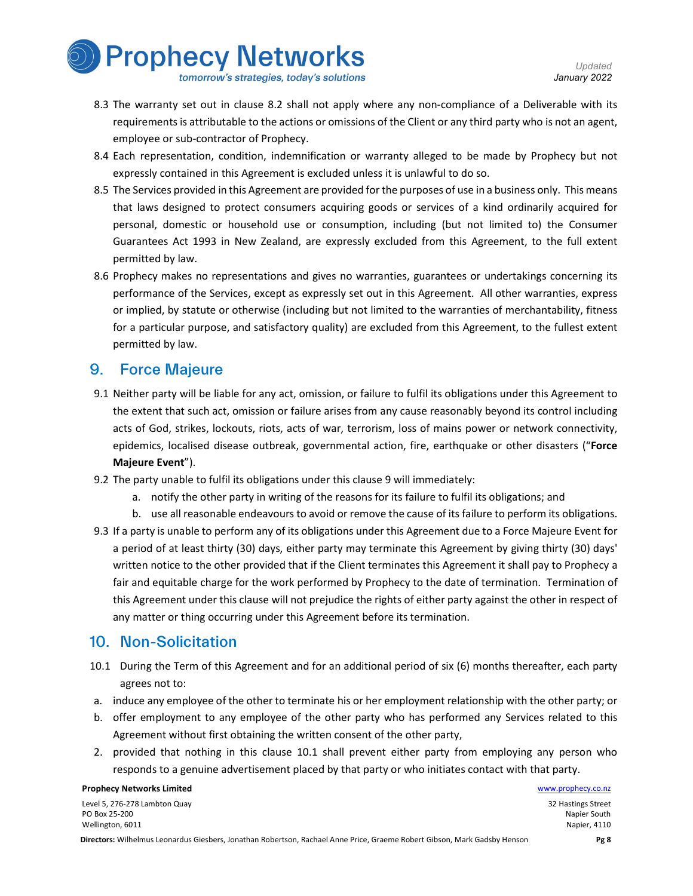8.3 The warranty set out in clause 8.2 shall not apply where any non-compliance of a Deliverable with its requirements is attributable to the actions or omissions of the Client or any third party who is not an agent, employee or sub-contractor of Prophecy.

8.4 Each representation, condition, indemnification or warranty alleged to be made by Prophecy but not expressly contained in this Agreement is excluded unless it is unlawful to do so.

8.5 The Services provided in this Agreement are provided for the purposes of use in a business only. This means that laws designed to protect consumers acquiring goods or services of a kind ordinarily acquired for personal, domestic or household use or consumption, including (but not limited to) the Consumer Guarantees Act 1993 in New Zealand, are expressly excluded from this Agreement, to the full extent permitted by law.

8.6 Prophecy makes no representations and gives no warranties, guarantees or undertakings concerning its performance of the Services, except as expressly set out in this Agreement. All other warranties, express or implied, by statute or otherwise (including but not limited to the warranties of merchantability, fitness for a particular purpose, and satisfactory quality) are excluded from this Agreement, to the fullest extent permitted by law.

## 9. Force Majeure

9.1 Neither party will be liable for any act, omission, or failure to fulfil its obligations under this Agreement to the extent that such act, omission or failure arises from any cause reasonably beyond its control including acts of God, strikes, lockouts, riots, acts of war, terrorism, loss of mains power or network connectivity, epidemics, localised disease outbreak, governmental action, fire, earthquake or other disasters ("**Force Majeure Event**").

9.2 The party unable to fulfil its obligations under this clause 9 will immediately:

a. notify the other party in writing of the reasons for its failure to fulfil its obligations; and

b. use all reasonable endeavours to avoid or remove the cause of its failure to perform its obligations.

9.3 If a party is unable to perform any of its obligations under this Agreement due to a Force Majeure Event for a period of at least thirty (30) days, either party may terminate this Agreement by giving thirty (30) days' written notice to the other provided that if the Client terminates this Agreement it shall pay to Prophecy a fair and equitable charge for the work performed by Prophecy to the date of termination. Termination of this Agreement under this clause will not prejudice the rights of either party against the other in respect of any matter or thing occurring under this Agreement before its termination.

## 10. Non-Solicitation

10.1 During the Term of this Agreement and for an additional period of six (6) months thereafter, each party agrees not to:

a. induce any employee of the other to terminate his or her employment relationship with the other party; or

b. offer employment to any employee of the other party who has performed any Services related to this Agreement without first obtaining the written consent of the other party,

2. provided that nothing in this clause 10.1 shall prevent either party from employing any person who responds to a genuine advertisement placed by that party or who initiates contact with that party.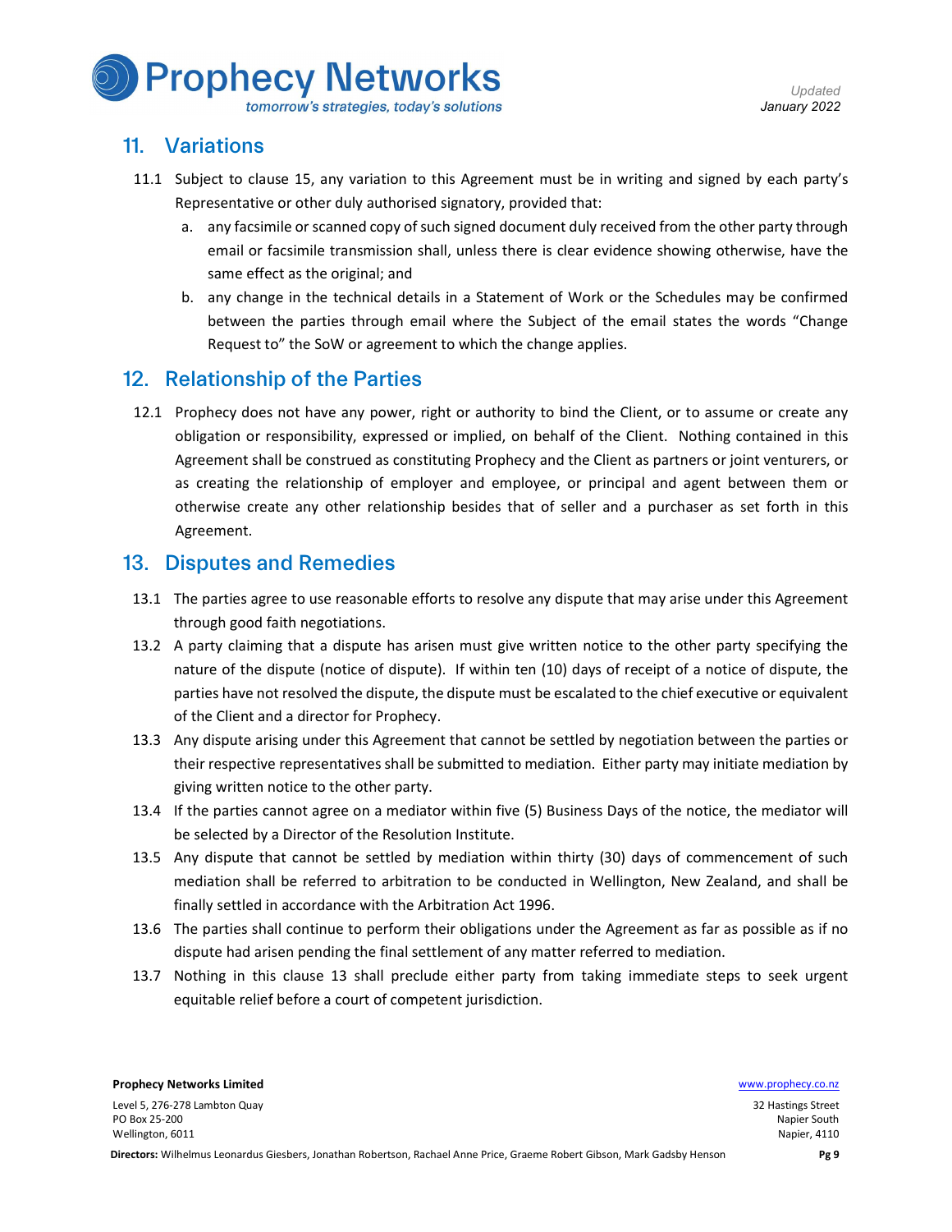## 11. Variations

11.1 Subject to clause 15, any variation to this Agreement must be in writing and signed by each party's Representative or other duly authorised signatory, provided that:

a. any facsimile or scanned copy of such signed document duly received from the other party through email or facsimile transmission shall, unless there is clear evidence showing otherwise, have the same effect as the original; and

b. any change in the technical details in a Statement of Work or the Schedules may be confirmed between the parties through email where the Subject of the email states the words "Change Request to" the SoW or agreement to which the change applies.

## 12. Relationship of the Parties

12.1 Prophecy does not have any power, right or authority to bind the Client, or to assume or create any obligation or responsibility, expressed or implied, on behalf of the Client. Nothing contained in this Agreement shall be construed as constituting Prophecy and the Client as partners or joint venturers, or as creating the relationship of employer and employee, or principal and agent between them or otherwise create any other relationship besides that of seller and a purchaser as set forth in this Agreement.

## 13. Disputes and Remedies

13.1 The parties agree to use reasonable efforts to resolve any dispute that may arise under this Agreement through good faith negotiations.

13.2 A party claiming that a dispute has arisen must give written notice to the other party specifying the nature of the dispute (notice of dispute). If within ten (10) days of receipt of a notice of dispute, the parties have not resolved the dispute, the dispute must be escalated to the chief executive or equivalent of the Client and a director for Prophecy.

13.3 Any dispute arising under this Agreement that cannot be settled by negotiation between the parties or their respective representatives shall be submitted to mediation. Either party may initiate mediation by giving written notice to the other party.

13.4 If the parties cannot agree on a mediator within five (5) Business Days of the notice, the mediator will be selected by a Director of the Resolution Institute.

13.5 Any dispute that cannot be settled by mediation within thirty (30) days of commencement of such mediation shall be referred to arbitration to be conducted in Wellington, New Zealand, and shall be finally settled in accordance with the Arbitration Act 1996.

13.6 The parties shall continue to perform their obligations under the Agreement as far as possible as if no dispute had arisen pending the final settlement of any matter referred to mediation.

13.7 Nothing in this clause 13 shall preclude either party from taking immediate steps to seek urgent equitable relief before a court of competent jurisdiction.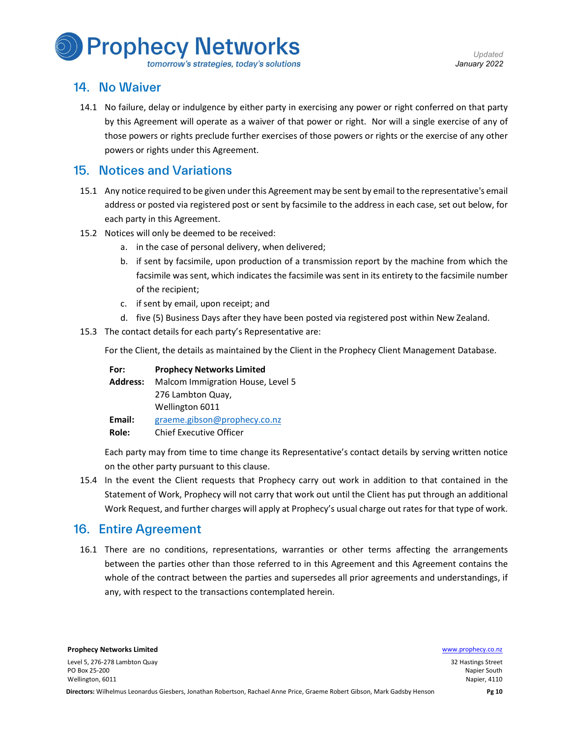## 14. No Waiver

14.1 No failure, delay or indulgence by either party in exercising any power or right conferred on that party by this Agreement will operate as a waiver of that power or right. Nor will a single exercise of any of those powers or rights preclude further exercises of those powers or rights or the exercise of any other powers or rights under this Agreement.

## 15. Notices and Variations

15.1 Any notice required to be given under this Agreement may be sent by email to the representative's email address or posted via registered post or sent by facsimile to the address in each case, set out below, for each party in this Agreement.

15.2 Notices will only be deemed to be received:

a. in the case of personal delivery, when delivered;

b. if sent by facsimile, upon production of a transmission report by the machine from which the facsimile was sent, which indicates the facsimile was sent in its entirety to the facsimile number of the recipient;

c. if sent by email, upon receipt; and

d. five (5) Business Days after they have been posted via registered post within New Zealand.

15.3 The contact details for each party's Representative are:

For the Client, the details as maintained by the Client in the Prophecy Client Management Database.

| | |
|---|---|
| **For:** | **Prophecy Networks Limited** |
| **Address:** | Malcom Immigration House, Level 5<br>276 Lambton Quay,<br>Wellington 6011 |
| **Email:** | graeme.gibson@prophecy.co.nz |
| **Role:** | Chief Executive Officer |

Each party may from time to time change its Representative's contact details by serving written notice on the other party pursuant to this clause.

15.4 In the event the Client requests that Prophecy carry out work in addition to that contained in the Statement of Work, Prophecy will not carry that work out until the Client has put through an additional Work Request, and further charges will apply at Prophecy's usual charge out rates for that type of work.

## 16. Entire Agreement

16.1 There are no conditions, representations, warranties or other terms affecting the arrangements between the parties other than those referred to in this Agreement and this Agreement contains the whole of the contract between the parties and supersedes all prior agreements and understandings, if any, with respect to the transactions contemplated herein.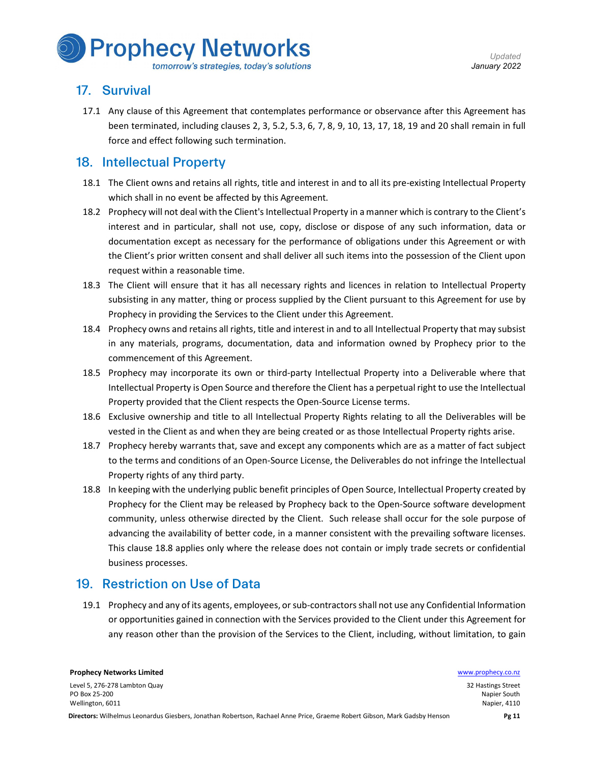## 17. Survival

17.1 Any clause of this Agreement that contemplates performance or observance after this Agreement has been terminated, including clauses 2, 3, 5.2, 5.3, 6, 7, 8, 9, 10, 13, 17, 18, 19 and 20 shall remain in full force and effect following such termination.

## 18. Intellectual Property

18.1 The Client owns and retains all rights, title and interest in and to all its pre-existing Intellectual Property which shall in no event be affected by this Agreement.

18.2 Prophecy will not deal with the Client's Intellectual Property in a manner which is contrary to the Client's interest and in particular, shall not use, copy, disclose or dispose of any such information, data or documentation except as necessary for the performance of obligations under this Agreement or with the Client's prior written consent and shall deliver all such items into the possession of the Client upon request within a reasonable time.

18.3 The Client will ensure that it has all necessary rights and licences in relation to Intellectual Property subsisting in any matter, thing or process supplied by the Client pursuant to this Agreement for use by Prophecy in providing the Services to the Client under this Agreement.

18.4 Prophecy owns and retains all rights, title and interest in and to all Intellectual Property that may subsist in any materials, programs, documentation, data and information owned by Prophecy prior to the commencement of this Agreement.

18.5 Prophecy may incorporate its own or third-party Intellectual Property into a Deliverable where that Intellectual Property is Open Source and therefore the Client has a perpetual right to use the Intellectual Property provided that the Client respects the Open-Source License terms.

18.6 Exclusive ownership and title to all Intellectual Property Rights relating to all the Deliverables will be vested in the Client as and when they are being created or as those Intellectual Property rights arise.

18.7 Prophecy hereby warrants that, save and except any components which are as a matter of fact subject to the terms and conditions of an Open-Source License, the Deliverables do not infringe the Intellectual Property rights of any third party.

18.8 In keeping with the underlying public benefit principles of Open Source, Intellectual Property created by Prophecy for the Client may be released by Prophecy back to the Open-Source software development community, unless otherwise directed by the Client. Such release shall occur for the sole purpose of advancing the availability of better code, in a manner consistent with the prevailing software licenses. This clause 18.8 applies only where the release does not contain or imply trade secrets or confidential business processes.

## 19. Restriction on Use of Data

19.1 Prophecy and any of its agents, employees, or sub-contractors shall not use any Confidential Information or opportunities gained in connection with the Services provided to the Client under this Agreement for any reason other than the provision of the Services to the Client, including, without limitation, to gain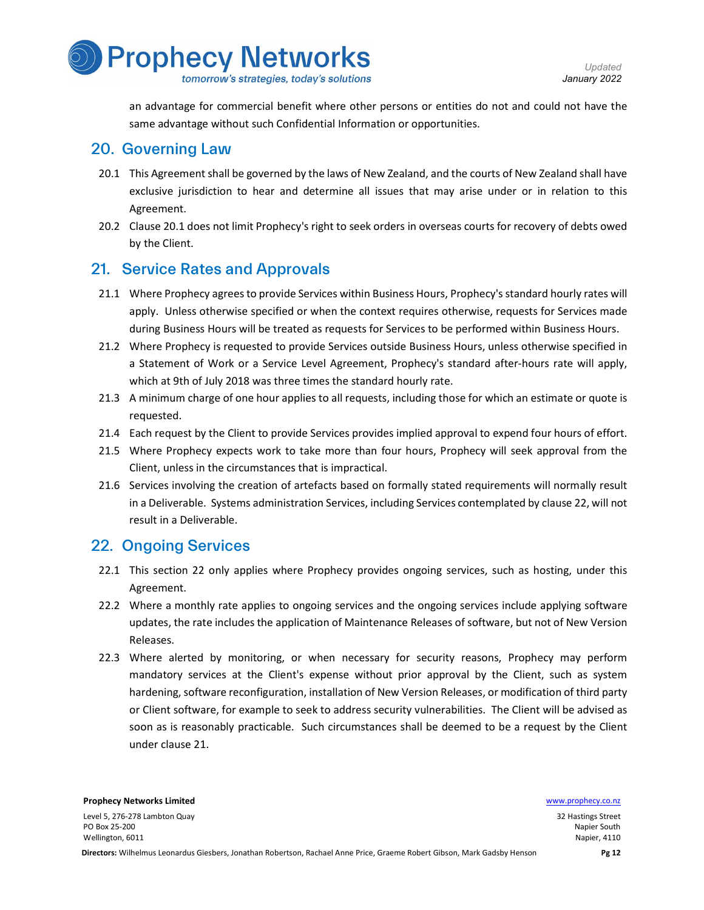an advantage for commercial benefit where other persons or entities do not and could not have the same advantage without such Confidential Information or opportunities.

## 20. Governing Law

20.1 This Agreement shall be governed by the laws of New Zealand, and the courts of New Zealand shall have exclusive jurisdiction to hear and determine all issues that may arise under or in relation to this Agreement.

20.2 Clause 20.1 does not limit Prophecy's right to seek orders in overseas courts for recovery of debts owed by the Client.

## 21. Service Rates and Approvals

21.1 Where Prophecy agrees to provide Services within Business Hours, Prophecy's standard hourly rates will apply. Unless otherwise specified or when the context requires otherwise, requests for Services made during Business Hours will be treated as requests for Services to be performed within Business Hours.

21.2 Where Prophecy is requested to provide Services outside Business Hours, unless otherwise specified in a Statement of Work or a Service Level Agreement, Prophecy's standard after-hours rate will apply, which at 9th of July 2018 was three times the standard hourly rate.

21.3 A minimum charge of one hour applies to all requests, including those for which an estimate or quote is requested.

21.4 Each request by the Client to provide Services provides implied approval to expend four hours of effort.

21.5 Where Prophecy expects work to take more than four hours, Prophecy will seek approval from the Client, unless in the circumstances that is impractical.

21.6 Services involving the creation of artefacts based on formally stated requirements will normally result in a Deliverable. Systems administration Services, including Services contemplated by clause 22, will not result in a Deliverable.

## 22. Ongoing Services

22.1 This section 22 only applies where Prophecy provides ongoing services, such as hosting, under this Agreement.

22.2 Where a monthly rate applies to ongoing services and the ongoing services include applying software updates, the rate includes the application of Maintenance Releases of software, but not of New Version Releases.

22.3 Where alerted by monitoring, or when necessary for security reasons, Prophecy may perform mandatory services at the Client's expense without prior approval by the Client, such as system hardening, software reconfiguration, installation of New Version Releases, or modification of third party or Client software, for example to seek to address security vulnerabilities. The Client will be advised as soon as is reasonably practicable. Such circumstances shall be deemed to be a request by the Client under clause 21.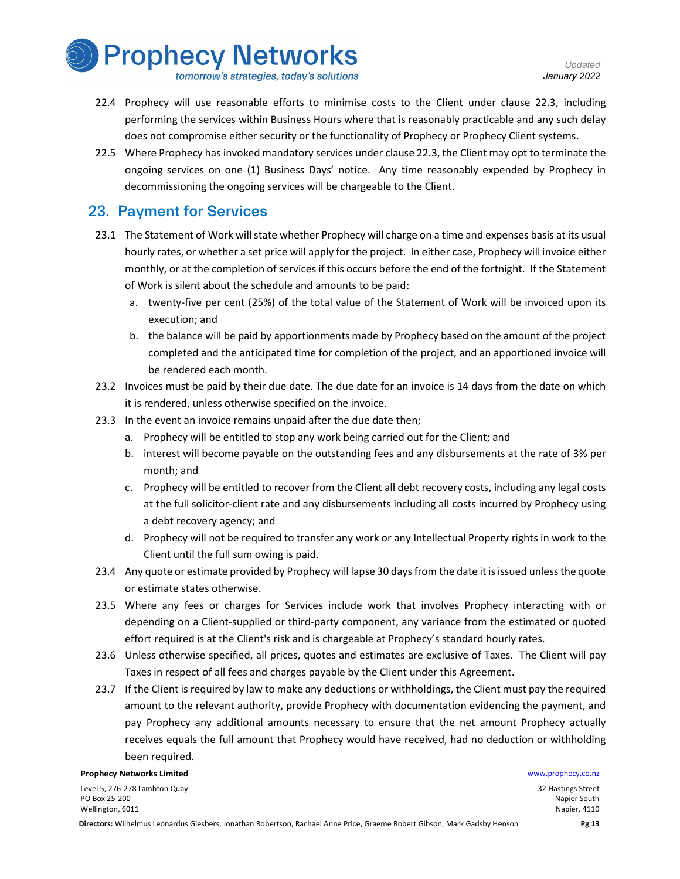22.4 Prophecy will use reasonable efforts to minimise costs to the Client under clause 22.3, including performing the services within Business Hours where that is reasonably practicable and any such delay does not compromise either security or the functionality of Prophecy or Prophecy Client systems.

22.5 Where Prophecy has invoked mandatory services under clause 22.3, the Client may opt to terminate the ongoing services on one (1) Business Days' notice. Any time reasonably expended by Prophecy in decommissioning the ongoing services will be chargeable to the Client.

## 23. Payment for Services

23.1 The Statement of Work will state whether Prophecy will charge on a time and expenses basis at its usual hourly rates, or whether a set price will apply for the project. In either case, Prophecy will invoice either monthly, or at the completion of services if this occurs before the end of the fortnight. If the Statement of Work is silent about the schedule and amounts to be paid:

   a. twenty-five per cent (25%) of the total value of the Statement of Work will be invoiced upon its execution; and
   b. the balance will be paid by apportionments made by Prophecy based on the amount of the project completed and the anticipated time for completion of the project, and an apportioned invoice will be rendered each month.

23.2 Invoices must be paid by their due date. The due date for an invoice is 14 days from the date on which it is rendered, unless otherwise specified on the invoice.

23.3 In the event an invoice remains unpaid after the due date then;

   a. Prophecy will be entitled to stop any work being carried out for the Client; and
   b. interest will become payable on the outstanding fees and any disbursements at the rate of 3% per month; and
   c. Prophecy will be entitled to recover from the Client all debt recovery costs, including any legal costs at the full solicitor-client rate and any disbursements including all costs incurred by Prophecy using a debt recovery agency; and
   d. Prophecy will not be required to transfer any work or any Intellectual Property rights in work to the Client until the full sum owing is paid.

23.4 Any quote or estimate provided by Prophecy will lapse 30 days from the date it is issued unless the quote or estimate states otherwise.

23.5 Where any fees or charges for Services include work that involves Prophecy interacting with or depending on a Client-supplied or third-party component, any variance from the estimated or quoted effort required is at the Client's risk and is chargeable at Prophecy's standard hourly rates.

23.6 Unless otherwise specified, all prices, quotes and estimates are exclusive of Taxes. The Client will pay Taxes in respect of all fees and charges payable by the Client under this Agreement.

23.7 If the Client is required by law to make any deductions or withholdings, the Client must pay the required amount to the relevant authority, provide Prophecy with documentation evidencing the payment, and pay Prophecy any additional amounts necessary to ensure that the net amount Prophecy actually receives equals the full amount that Prophecy would have received, had no deduction or withholding been required.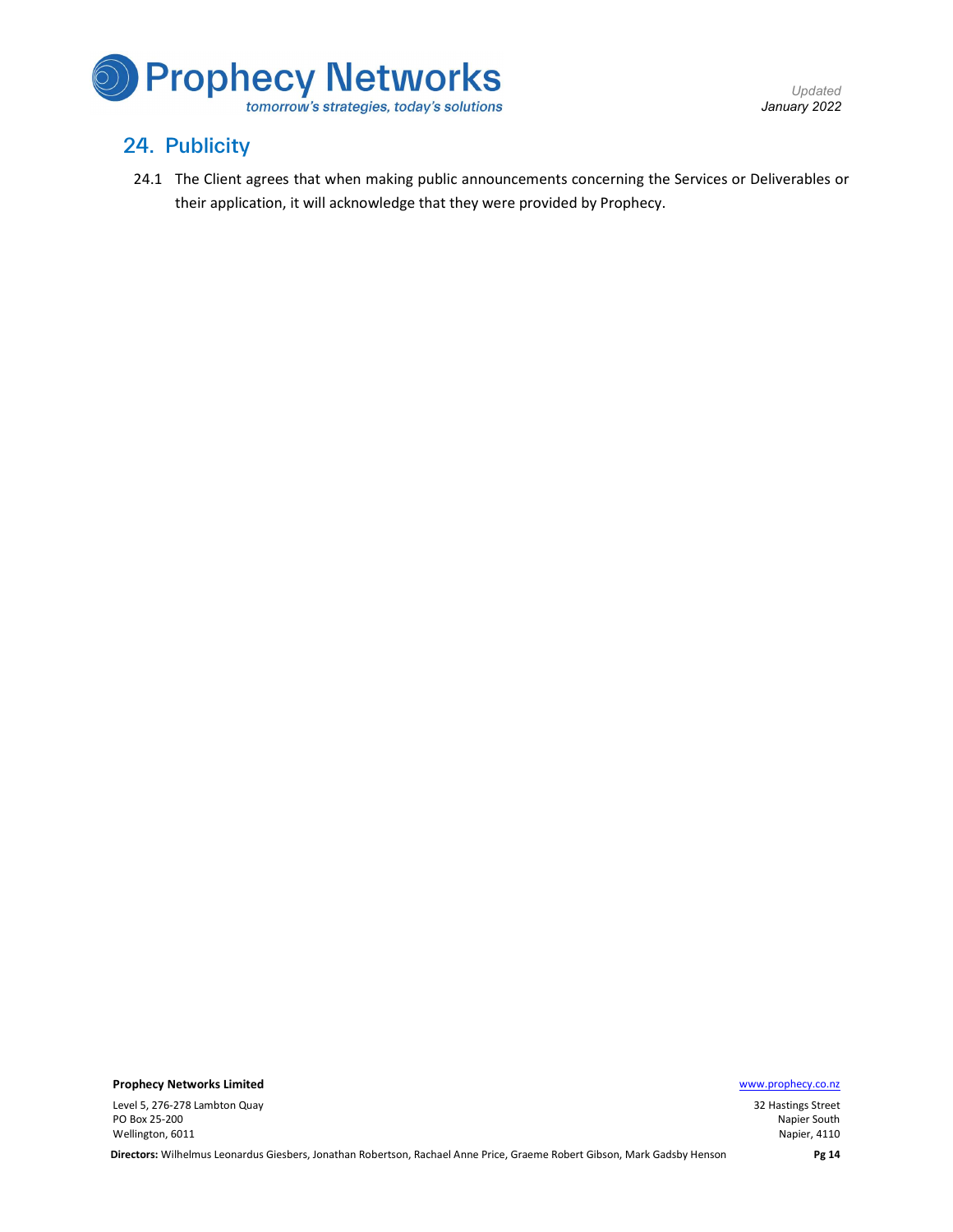## 24. Publicity

24.1 The Client agrees that when making public announcements concerning the Services or Deliverables or their application, it will acknowledge that they were provided by Prophecy.